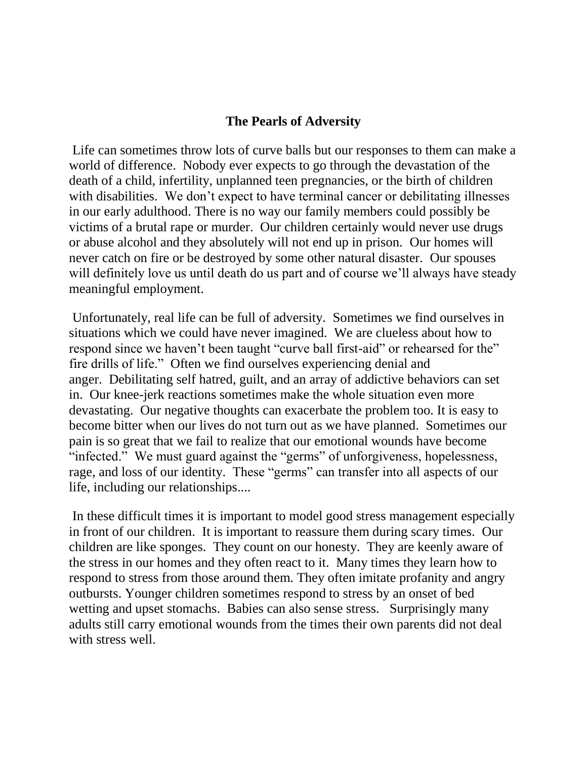## The Pearls of Adversity

Life can sometimes throw lots of curve balls but our responses to them can make a world of difference. Nobody ever expects to go through the devastation of the death of a child, infertility, unplanned teen pregnancies, or the birth of children with disabilities. We don't expect to have terminal cancer or debilitating illnesses in our early adulthood. There is no way our family members could possibly be victims of a brutal rape or murder. Our children certainly would never use drugs or abuse alcohol and they absolutely will not end up in prison. Our homes will never catch on fire or be destroyed by some other natural disaster. Our spouses will definitely love us until death do us part and of course we'll always have steady meaningful employment.

Unfortunately, real life can be full of adversity. Sometimes we find ourselves in situations which we could have never imagined. We are clueless about how to respond since we haven't been taught "curve ball first-aid" or rehearsed for the" fire drills of life." Often we find ourselves experiencing denial and anger. Debilitating self hatred, guilt, and an array of addictive behaviors can set in. Our knee-jerk reactions sometimes make the whole situation even more devastating. Our negative thoughts can exacerbate the problem too. It is easy to become bitter when our lives do not turn out as we have planned. Sometimes our pain is so great that we fail to realize that our emotional wounds have become "infected." We must guard against the "germs" of unforgiveness, hopelessness, rage, and loss of our identity. These "germs" can transfer into all aspects of our life, including our relationships....

In these difficult times it is important to model good stress management especially in front of our children. It is important to reassure them during scary times. Our children are like sponges. They count on our honesty. They are keenly aware of the stress in our homes and they often react to it. Many times they learn how to respond to stress from those around them. They often imitate profanity and angry outbursts. Younger children sometimes respond to stress by an onset of bed wetting and upset stomachs. Babies can also sense stress. Surprisingly many adults still carry emotional wounds from the times their own parents did not deal with stress well.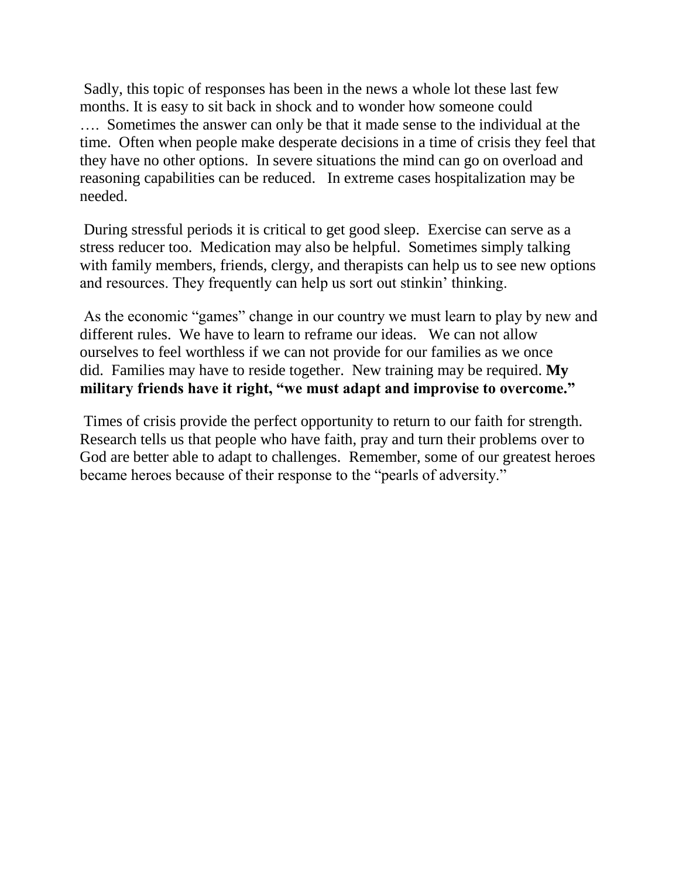Sadly, this topic of responses has been in the news a whole lot these last few months. It is easy to sit back in shock and to wonder how someone could …. Sometimes the answer can only be that it made sense to the individual at the time. Often when people make desperate decisions in a time of crisis they feel that they have no other options. In severe situations the mind can go on overload and reasoning capabilities can be reduced. In extreme cases hospitalization may be needed.

During stressful periods it is critical to get good sleep. Exercise can serve as a stress reducer too. Medication may also be helpful. Sometimes simply talking with family members, friends, clergy, and therapists can help us to see new options and resources. They frequently can help us sort out stinkin' thinking.

As the economic "games" change in our country we must learn to play by new and different rules. We have to learn to reframe our ideas. We can not allow ourselves to feel worthless if we can not provide for our families as we once did. Families may have to reside together. New training may be required. **My military friends have it right, "we must adapt and improvise to overcome."**

Times of crisis provide the perfect opportunity to return to our faith for strength. Research tells us that people who have faith, pray and turn their problems over to God are better able to adapt to challenges. Remember, some of our greatest heroes became heroes because of their response to the "pearls of adversity."